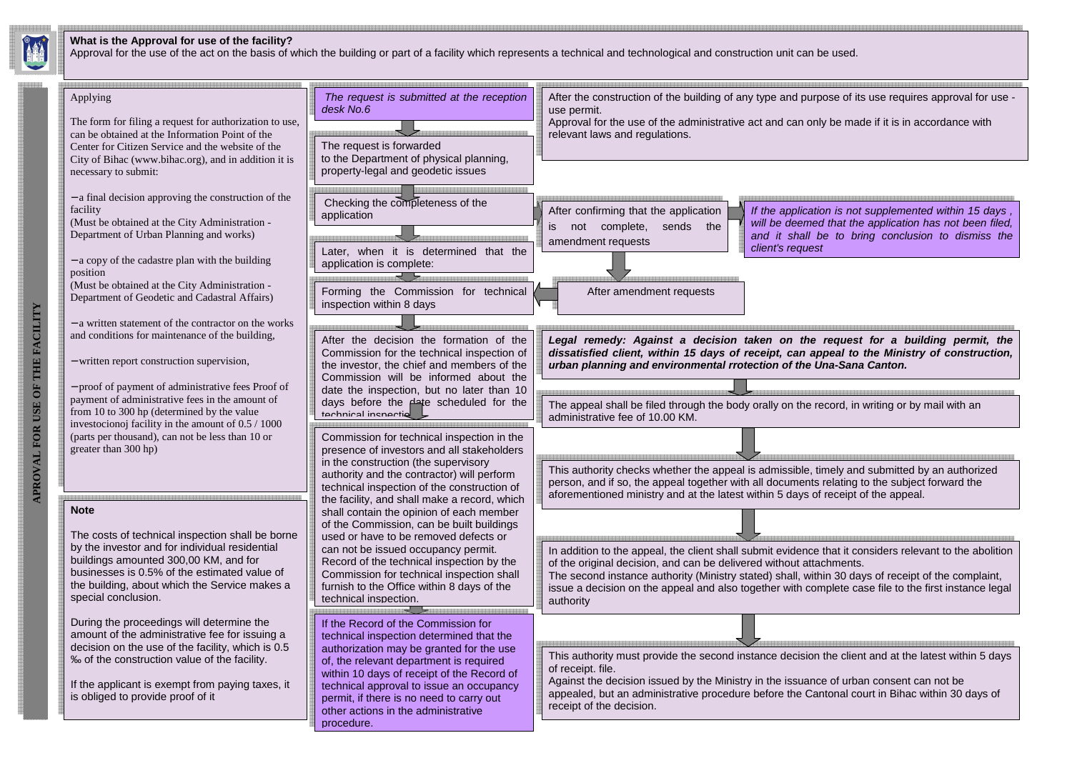# APROVAL FOR USE OF THE FACILITY

**What is the Approval for use of the facility?**
Approval for the use of the act on the basis of which the building or part of a facility which represents a technical and technological and construction unit can be used.

## Applying

The form for filing a request for authorization to use, can be obtained at the Information Point of the Center for Citizen Service and the website of the City of Bihac (www.bihac.org), and in addition it is necessary to submit:

- a final decision approving the construction of the facility
(Must be obtained at the City Administration - Department of Urban Planning and works)

- a copy of the cadastre plan with the building position
(Must be obtained at the City Administration - Department of Geodetic and Cadastral Affairs)

- a written statement of the contractor on the works and conditions for maintenance of the building,

- written report construction supervision,

- proof of payment of administrative fees Proof of payment of administrative fees in the amount of from 10 to 300 hp (determined by the value investocionoj facility in the amount of 0.5 / 1000 (parts per thousand), can not be less than 10 or greater than 300 hp)

## Note

The costs of technical inspection shall be borne by the investor and for individual residential buildings amounted 300,00 KM, and for businesses is 0.5% of the estimated value of the building, about which the Service makes a special conclusion.

During the proceedings will determine the amount of the administrative fee for issuing a decision on the use of the facility, which is 0.5 ‰ of the construction value of the facility.

If the applicant is exempt from paying taxes, it is obliged to provide proof of it

## Procedure

*The request is submitted at the reception desk No.6*

The request is forwarded to the Department of physical planning, property-legal and geodetic issues

Checking the completeness of the application

After confirming that the application is not complete, sends the amendment requests

*If the application is not supplemented within 15 days , will be deemed that the application has not been filed, and it shall be to bring conclusion to dismiss the client's request*

After amendment requests

Later, when it is determined that the application is complete:

Forming the Commission for technical inspection within 8 days

After the decision the formation of the Commission for the technical inspection of the investor, the chief and members of the Commission will be informed about the date the inspection, but no later than 10 days before the date scheduled for the technical inspection.

Commission for technical inspection in the presence of investors and all stakeholders in the construction (the supervisory authority and the contractor) will perform technical inspection of the construction of the facility, and shall make a record, which shall contain the opinion of each member of the Commission, can be built buildings used or have to be removed defects or can not be issued occupancy permit. Record of the technical inspection by the Commission for technical inspection shall furnish to the Office within 8 days of the technical inspection.

If the Record of the Commission for technical inspection determined that the authorization may be granted for the use of, the relevant department is required within 10 days of receipt of the Record of technical approval to issue an occupancy permit, if there is no need to carry out other actions in the administrative procedure.

## About the approval

After the construction of the building of any type and purpose of its use requires approval for use - use permit.
Approval for the use of the administrative act and can only be made if it is in accordance with relevant laws and regulations.

## Legal remedy

***Legal remedy: Against a decision taken on the request for a building permit, the dissatisfied client, within 15 days of receipt, can appeal to the Ministry of construction, urban planning and environmental rrotection of the Una-Sana Canton.***

The appeal shall be filed through the body orally on the record, in writing or by mail with an administrative fee of 10.00 KM.

This authority checks whether the appeal is admissible, timely and submitted by an authorized person, and if so, the appeal together with all documents relating to the subject forward the aforementioned ministry and at the latest within 5 days of receipt of the appeal.

In addition to the appeal, the client shall submit evidence that it considers relevant to the abolition of the original decision, and can be delivered without attachments.
The second instance authority (Ministry stated) shall, within 30 days of receipt of the complaint, issue a decision on the appeal and also together with complete case file to the first instance legal authority

This authority must provide the second instance decision the client and at the latest within 5 days of receipt. file.
Against the decision issued by the Ministry in the issuance of urban consent can not be appealed, but an administrative procedure before the Cantonal court in Bihac within 30 days of receipt of the decision.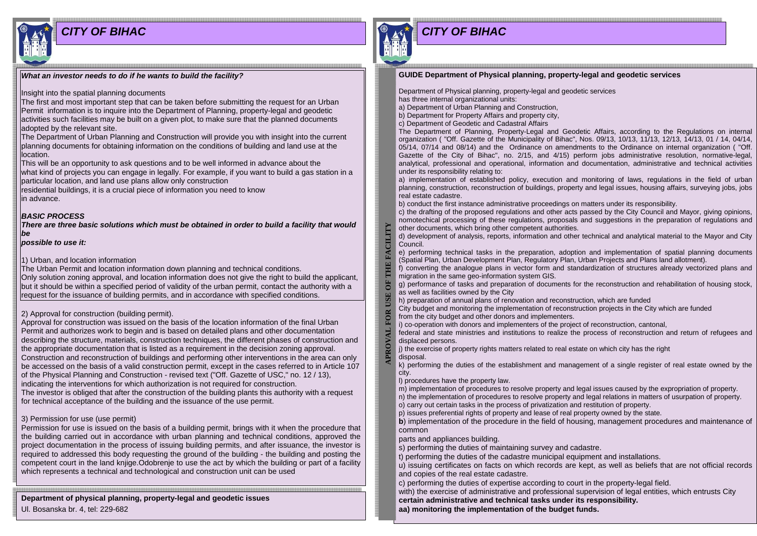# CITY OF BIHAC

***What an investor needs to do if he wants to build the facility?***

Insight into the spatial planning documents

The first and most important step that can be taken before submitting the request for an Urban Permit information is to inquire into the Department of Planning, property-legal and geodetic activities such facilities may be built on a given plot, to make sure that the planned documents adopted by the relevant site.

The Department of Urban Planning and Construction will provide you with insight into the current planning documents for obtaining information on the conditions of building and land use at the location.

This will be an opportunity to ask questions and to be well informed in advance about the what kind of projects you can engage in legally. For example, if you want to build a gas station in a particular location, and land use plans allow only construction residential buildings, it is a crucial piece of information you need to know in advance.

***BASIC PROCESS***

***There are three basic solutions which must be obtained in order to build a facility that would be possible to use it:***

1) Urban, and location information

The Urban Permit and location information down planning and technical conditions.

Only solution zoning approval, and location information does not give the right to build the applicant, but it should be within a specified period of validity of the urban permit, contact the authority with a request for the issuance of building permits, and in accordance with specified conditions.

2) Approval for construction (building permit).

Approval for construction was issued on the basis of the location information of the final Urban Permit and authorizes work to begin and is based on detailed plans and other documentation describing the structure, materials, construction techniques, the different phases of construction and the appropriate documentation that is listed as a requirement in the decision zoning approval.

Construction and reconstruction of buildings and performing other interventions in the area can only be accessed on the basis of a valid construction permit, except in the cases referred to in Article 107 of the Physical Planning and Construction - revised text ("Off. Gazette of USC," no. 12 / 13), indicating the interventions for which authorization is not required for construction.

The investor is obliged that after the construction of the building plants this authority with a request for technical acceptance of the building and the issuance of the use permit.

3) Permission for use (use permit)

Permission for use is issued on the basis of a building permit, brings with it when the procedure that the building carried out in accordance with urban planning and technical conditions, approved the project documentation in the process of issuing building permits, and after issuance, the investor is required to addressed this body requesting the ground of the building - the building and posting the competent court in the land knjige.Odobrenje to use the act by which the building or part of a facility which represents a technical and technological and construction unit can be used

**Department of physical planning, property-legal and geodetic issues**

Ul. Bosanska br. 4, tel: 229-682

# CITY OF BIHAC

**APROVAL FOR USE OF THE FACILITY**

**GUIDE Department of Physical planning, property-legal and geodetic services**

Department of Physical planning, property-legal and geodetic services has three internal organizational units:

a) Department of Urban Planning and Construction,
b) Department for Property Affairs and property city,
c) Department of Geodetic and Cadastral Affairs

The Department of Planning, Property-Legal and Geodetic Affairs, according to the Regulations on internal organization ( "Off. Gazette of the Municipality of Bihac", Nos. 09/13, 10/13, 11/13, 12/13, 14/13, 01 / 14, 04/14, 05/14, 07/14 and 08/14) and the Ordinance on amendments to the Ordinance on internal organization ( "Off. Gazette of the City of Bihac", no. 2/15, and 4/15) perform jobs administrative resolution, normative-legal, analytical, professional and operational, information and documentation, administrative and technical activities under its responsibility relating to:

a) implementation of established policy, execution and monitoring of laws, regulations in the field of urban planning, construction, reconstruction of buildings, property and legal issues, housing affairs, surveying jobs, jobs real estate cadastre.

b) conduct the first instance administrative proceedings on matters under its responsibility.

c) the drafting of the proposed regulations and other acts passed by the City Council and Mayor, giving opinions, nomotechical processing of these regulations, proposals and suggestions in the preparation of regulations and other documents, which bring other competent authorities.

d) development of analysis, reports, information and other technical and analytical material to the Mayor and City Council.

e) performing technical tasks in the preparation, adoption and implementation of spatial planning documents (Spatial Plan, Urban Development Plan, Regulatory Plan, Urban Projects and Plans land allotment).

f) converting the analogue plans in vector form and standardization of structures already vectorized plans and migration in the same geo-information system GIS.

g) performance of tasks and preparation of documents for the reconstruction and rehabilitation of housing stock, as well as facilities owned by the City

h) preparation of annual plans of renovation and reconstruction, which are funded City budget and monitoring the implementation of reconstruction projects in the City which are funded from the city budget and other donors and implementers.

i) co-operation with donors and implementers of the project of reconstruction, cantonal, federal and state ministries and institutions to realize the process of reconstruction and return of refugees and displaced persons.

j) the exercise of property rights matters related to real estate on which city has the right disposal.

k) performing the duties of the establishment and management of a single register of real estate owned by the city.

l) procedures have the property law.

m) implementation of procedures to resolve property and legal issues caused by the expropriation of property.

n) the implementation of procedures to resolve property and legal relations in matters of usurpation of property.

o) carry out certain tasks in the process of privatization and restitution of property.

p) issues preferential rights of property and lease of real property owned by the state.

**b**) implementation of the procedure in the field of housing, management procedures and maintenance of common parts and appliances building.

s) performing the duties of maintaining survey and cadastre.

t) performing the duties of the cadastre municipal equipment and installations.

u) issuing certificates on facts on which records are kept, as well as beliefs that are not official records and copies of the real estate cadastre.

c) performing the duties of expertise according to court in the property-legal field.

with) the exercise of administrative and professional supervision of legal entities, which entrusts City **certain administrative and technical tasks under its responsibility.**

**aa) monitoring the implementation of the budget funds.**